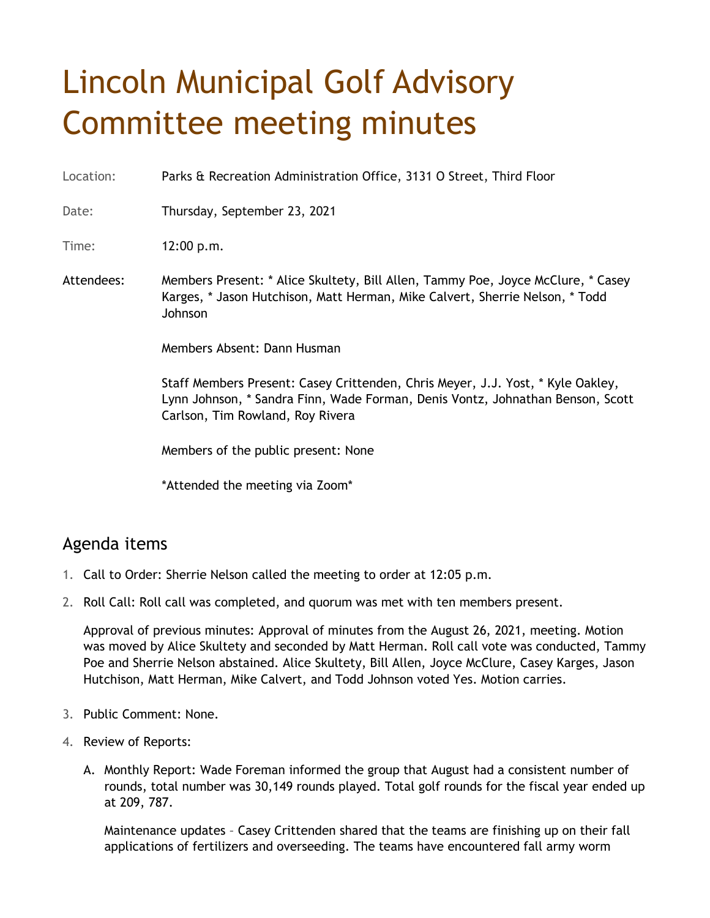# Lincoln Municipal Golf Advisory Committee meeting minutes

Location: Parks & Recreation Administration Office, 3131 O Street, Third Floor

Date: Thursday, September 23, 2021

Time: 12:00 p.m.

Attendees: Members Present: * Alice Skultety, Bill Allen, Tammy Poe, Joyce McClure, * Casey Karges, * Jason Hutchison, Matt Herman, Mike Calvert, Sherrie Nelson, * Todd Johnson

Members Absent: Dann Husman

Staff Members Present: Casey Crittenden, Chris Meyer, J.J. Yost, * Kyle Oakley, Lynn Johnson, * Sandra Finn, Wade Forman, Denis Vontz, Johnathan Benson, Scott Carlson, Tim Rowland, Roy Rivera

Members of the public present: None

*Attended the meeting via Zoom*

## Agenda items

1. Call to Order: Sherrie Nelson called the meeting to order at 12:05 p.m.
2. Roll Call: Roll call was completed, and quorum was met with ten members present.

   Approval of previous minutes: Approval of minutes from the August 26, 2021, meeting. Motion was moved by Alice Skultety and seconded by Matt Herman. Roll call vote was conducted, Tammy Poe and Sherrie Nelson abstained. Alice Skultety, Bill Allen, Joyce McClure, Casey Karges, Jason Hutchison, Matt Herman, Mike Calvert, and Todd Johnson voted Yes. Motion carries.

3. Public Comment: None.
4. Review of Reports:

   A. Monthly Report: Wade Foreman informed the group that August had a consistent number of rounds, total number was 30,149 rounds played. Total golf rounds for the fiscal year ended up at 209, 787.

   Maintenance updates – Casey Crittenden shared that the teams are finishing up on their fall applications of fertilizers and overseeding. The teams have encountered fall army worm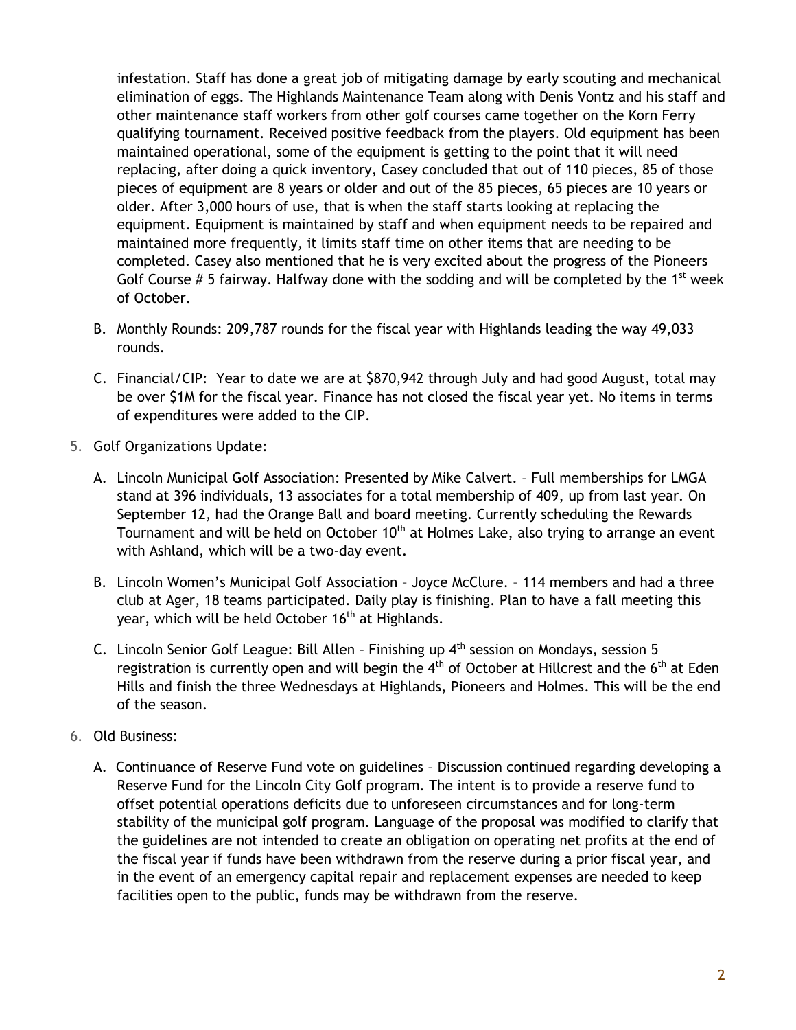infestation. Staff has done a great job of mitigating damage by early scouting and mechanical elimination of eggs. The Highlands Maintenance Team along with Denis Vontz and his staff and other maintenance staff workers from other golf courses came together on the Korn Ferry qualifying tournament. Received positive feedback from the players. Old equipment has been maintained operational, some of the equipment is getting to the point that it will need replacing, after doing a quick inventory, Casey concluded that out of 110 pieces, 85 of those pieces of equipment are 8 years or older and out of the 85 pieces, 65 pieces are 10 years or older. After 3,000 hours of use, that is when the staff starts looking at replacing the equipment. Equipment is maintained by staff and when equipment needs to be repaired and maintained more frequently, it limits staff time on other items that are needing to be completed. Casey also mentioned that he is very excited about the progress of the Pioneers Golf Course # 5 fairway. Halfway done with the sodding and will be completed by the 1st week of October.

B. Monthly Rounds: 209,787 rounds for the fiscal year with Highlands leading the way 49,033 rounds.

C. Financial/CIP: Year to date we are at $870,942 through July and had good August, total may be over $1M for the fiscal year. Finance has not closed the fiscal year yet. No items in terms of expenditures were added to the CIP.

5. Golf Organizations Update:

   A. Lincoln Municipal Golf Association: Presented by Mike Calvert. – Full memberships for LMGA stand at 396 individuals, 13 associates for a total membership of 409, up from last year. On September 12, had the Orange Ball and board meeting. Currently scheduling the Rewards Tournament and will be held on October 10th at Holmes Lake, also trying to arrange an event with Ashland, which will be a two-day event.

   B. Lincoln Women's Municipal Golf Association – Joyce McClure. – 114 members and had a three club at Ager, 18 teams participated. Daily play is finishing. Plan to have a fall meeting this year, which will be held October 16th at Highlands.

   C. Lincoln Senior Golf League: Bill Allen – Finishing up 4th session on Mondays, session 5 registration is currently open and will begin the 4th of October at Hillcrest and the 6th at Eden Hills and finish the three Wednesdays at Highlands, Pioneers and Holmes. This will be the end of the season.

6. Old Business:

   A. Continuance of Reserve Fund vote on guidelines – Discussion continued regarding developing a Reserve Fund for the Lincoln City Golf program. The intent is to provide a reserve fund to offset potential operations deficits due to unforeseen circumstances and for long-term stability of the municipal golf program. Language of the proposal was modified to clarify that the guidelines are not intended to create an obligation on operating net profits at the end of the fiscal year if funds have been withdrawn from the reserve during a prior fiscal year, and in the event of an emergency capital repair and replacement expenses are needed to keep facilities open to the public, funds may be withdrawn from the reserve.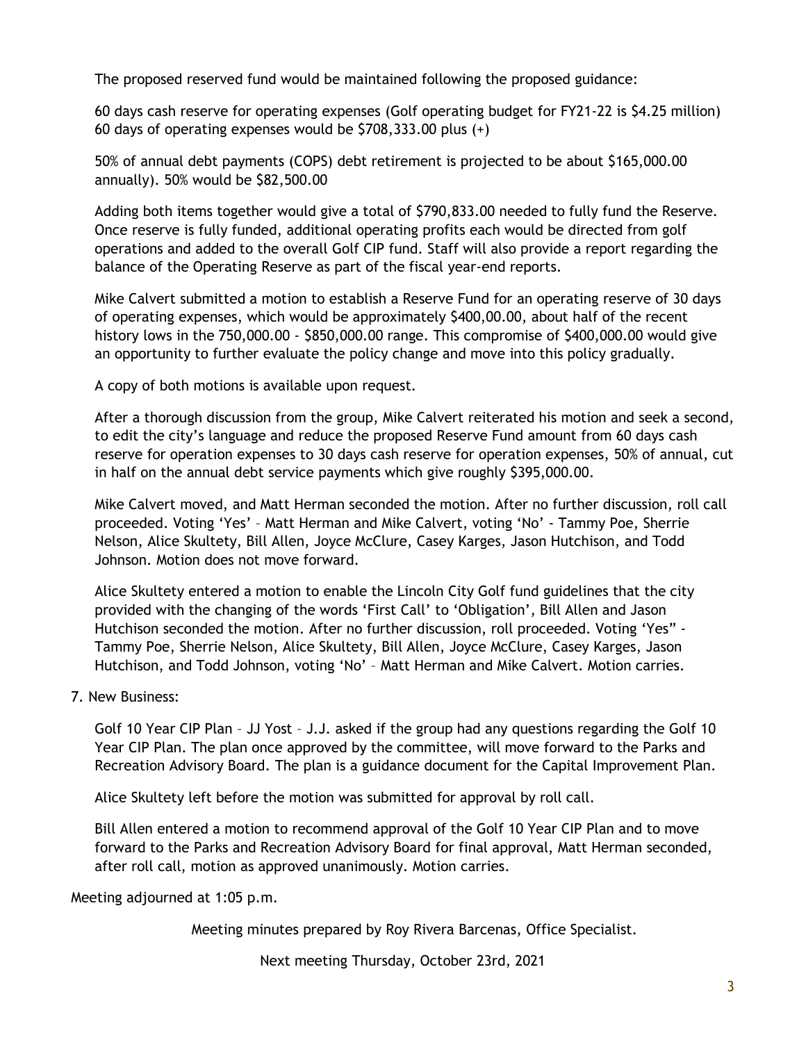The proposed reserved fund would be maintained following the proposed guidance:

60 days cash reserve for operating expenses (Golf operating budget for FY21-22 is $4.25 million) 60 days of operating expenses would be $708,333.00 plus (+)

50% of annual debt payments (COPS) debt retirement is projected to be about $165,000.00 annually). 50% would be $82,500.00

Adding both items together would give a total of $790,833.00 needed to fully fund the Reserve. Once reserve is fully funded, additional operating profits each would be directed from golf operations and added to the overall Golf CIP fund. Staff will also provide a report regarding the balance of the Operating Reserve as part of the fiscal year-end reports.

Mike Calvert submitted a motion to establish a Reserve Fund for an operating reserve of 30 days of operating expenses, which would be approximately $400,00.00, about half of the recent history lows in the 750,000.00 - $850,000.00 range. This compromise of $400,000.00 would give an opportunity to further evaluate the policy change and move into this policy gradually.

A copy of both motions is available upon request.

After a thorough discussion from the group, Mike Calvert reiterated his motion and seek a second, to edit the city's language and reduce the proposed Reserve Fund amount from 60 days cash reserve for operation expenses to 30 days cash reserve for operation expenses, 50% of annual, cut in half on the annual debt service payments which give roughly $395,000.00.

Mike Calvert moved, and Matt Herman seconded the motion. After no further discussion, roll call proceeded. Voting 'Yes' – Matt Herman and Mike Calvert, voting 'No' - Tammy Poe, Sherrie Nelson, Alice Skultety, Bill Allen, Joyce McClure, Casey Karges, Jason Hutchison, and Todd Johnson. Motion does not move forward.

Alice Skultety entered a motion to enable the Lincoln City Golf fund guidelines that the city provided with the changing of the words 'First Call' to 'Obligation', Bill Allen and Jason Hutchison seconded the motion. After no further discussion, roll proceeded. Voting 'Yes" - Tammy Poe, Sherrie Nelson, Alice Skultety, Bill Allen, Joyce McClure, Casey Karges, Jason Hutchison, and Todd Johnson, voting 'No' – Matt Herman and Mike Calvert. Motion carries.

7. New Business:

   Golf 10 Year CIP Plan – JJ Yost – J.J. asked if the group had any questions regarding the Golf 10 Year CIP Plan. The plan once approved by the committee, will move forward to the Parks and Recreation Advisory Board. The plan is a guidance document for the Capital Improvement Plan.

   Alice Skultety left before the motion was submitted for approval by roll call.

   Bill Allen entered a motion to recommend approval of the Golf 10 Year CIP Plan and to move forward to the Parks and Recreation Advisory Board for final approval, Matt Herman seconded, after roll call, motion as approved unanimously. Motion carries.

Meeting adjourned at 1:05 p.m.

Meeting minutes prepared by Roy Rivera Barcenas, Office Specialist.

Next meeting Thursday, October 23rd, 2021